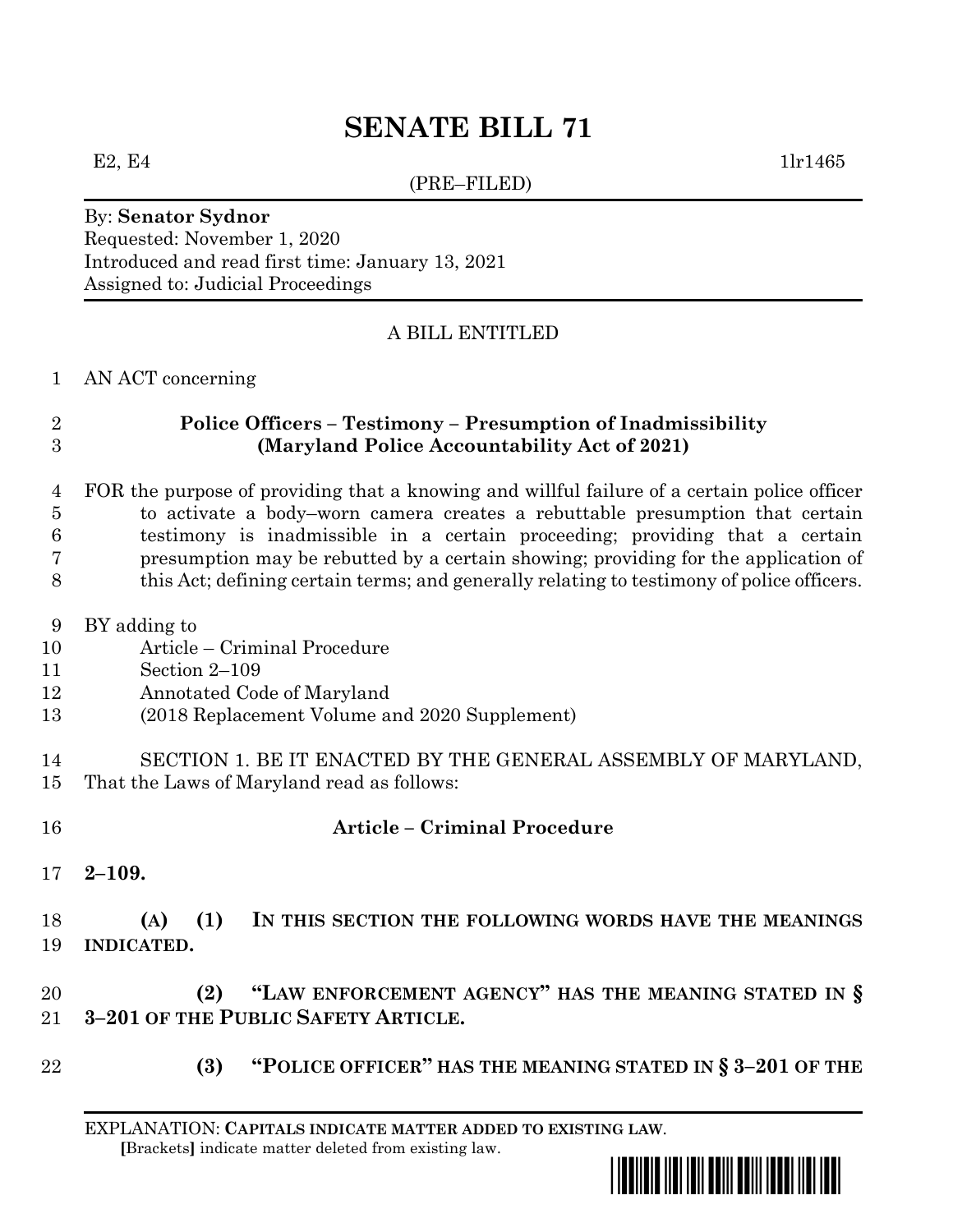# SENATE BILL 71

E2, E4 1lr1465

(PRE–FILED)

By: **Senator Sydnor**
Requested: November 1, 2020
Introduced and read first time: January 13, 2021
Assigned to: Judicial Proceedings

A BILL ENTITLED

1 AN ACT concerning

2 **Police Officers – Testimony – Presumption of Inadmissibility**
3 **(Maryland Police Accountability Act of 2021)**

4 FOR the purpose of providing that a knowing and willful failure of a certain police officer
5 to activate a body–worn camera creates a rebuttable presumption that certain
6 testimony is inadmissible in a certain proceeding; providing that a certain
7 presumption may be rebutted by a certain showing; providing for the application of
8 this Act; defining certain terms; and generally relating to testimony of police officers.

9 BY adding to
10 Article – Criminal Procedure
11 Section 2–109
12 Annotated Code of Maryland
13 (2018 Replacement Volume and 2020 Supplement)

14 SECTION 1. BE IT ENACTED BY THE GENERAL ASSEMBLY OF MARYLAND,
15 That the Laws of Maryland read as follows:

16 **Article – Criminal Procedure**

17 **2–109.**

18 **(A) (1) IN THIS SECTION THE FOLLOWING WORDS HAVE THE MEANINGS**
19 **INDICATED.**

20 **(2) "LAW ENFORCEMENT AGENCY" HAS THE MEANING STATED IN §**
21 **3–201 OF THE PUBLIC SAFETY ARTICLE.**

22 **(3) "POLICE OFFICER" HAS THE MEANING STATED IN § 3–201 OF THE**

EXPLANATION: **CAPITALS INDICATE MATTER ADDED TO EXISTING LAW**.
[Brackets] indicate matter deleted from existing law.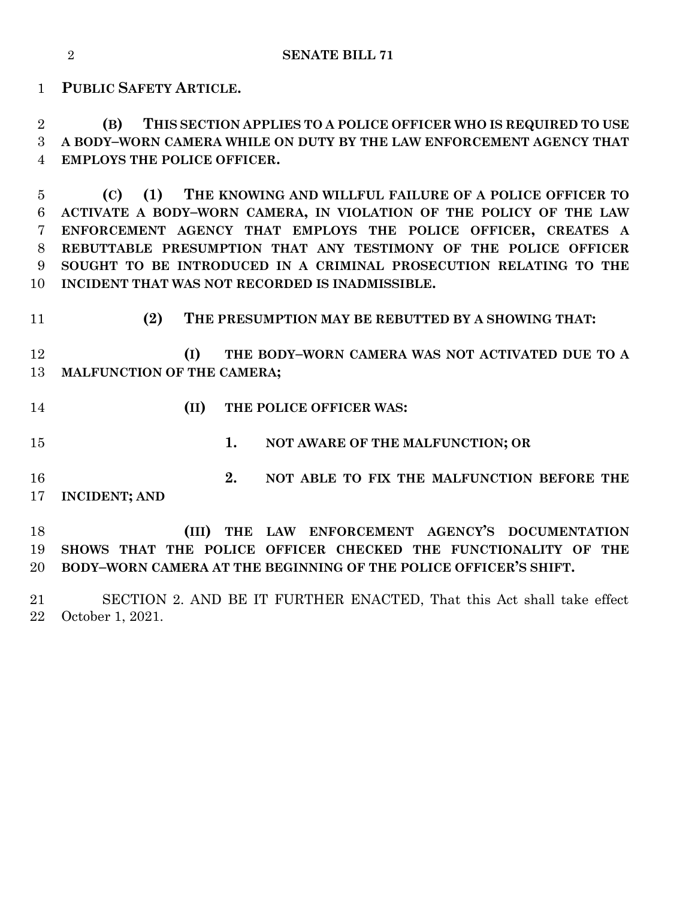**PUBLIC SAFETY ARTICLE.**

**(B) THIS SECTION APPLIES TO A POLICE OFFICER WHO IS REQUIRED TO USE A BODY–WORN CAMERA WHILE ON DUTY BY THE LAW ENFORCEMENT AGENCY THAT EMPLOYS THE POLICE OFFICER.**

**(C) (1) THE KNOWING AND WILLFUL FAILURE OF A POLICE OFFICER TO ACTIVATE A BODY–WORN CAMERA, IN VIOLATION OF THE POLICY OF THE LAW ENFORCEMENT AGENCY THAT EMPLOYS THE POLICE OFFICER, CREATES A REBUTTABLE PRESUMPTION THAT ANY TESTIMONY OF THE POLICE OFFICER SOUGHT TO BE INTRODUCED IN A CRIMINAL PROSECUTION RELATING TO THE INCIDENT THAT WAS NOT RECORDED IS INADMISSIBLE.**

**(2) THE PRESUMPTION MAY BE REBUTTED BY A SHOWING THAT:**

**(I) THE BODY–WORN CAMERA WAS NOT ACTIVATED DUE TO A MALFUNCTION OF THE CAMERA;**

**(II) THE POLICE OFFICER WAS:**

**1. NOT AWARE OF THE MALFUNCTION; OR**

**2. NOT ABLE TO FIX THE MALFUNCTION BEFORE THE INCIDENT; AND**

**(III) THE LAW ENFORCEMENT AGENCY'S DOCUMENTATION SHOWS THAT THE POLICE OFFICER CHECKED THE FUNCTIONALITY OF THE BODY–WORN CAMERA AT THE BEGINNING OF THE POLICE OFFICER'S SHIFT.**

SECTION 2. AND BE IT FURTHER ENACTED, That this Act shall take effect October 1, 2021.